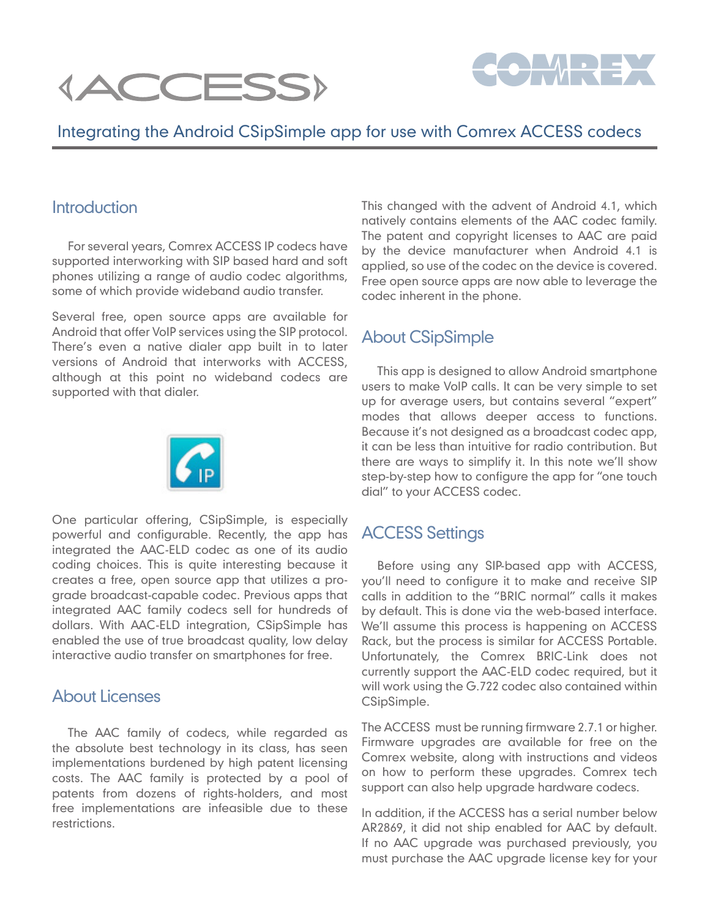# Integrating the Android CSipSimple app for use with Comrex ACCESS codecs

## Introduction

For several years, Comrex ACCESS IP codecs have supported interworking with SIP based hard and soft phones utilizing a range of audio codec algorithms, some of which provide wideband audio transfer.

Several free, open source apps are available for Android that offer VoIP services using the SIP protocol. There's even a native dialer app built in to later versions of Android that interworks with ACCESS, although at this point no wideband codecs are supported with that dialer.

One particular offering, CSipSimple, is especially powerful and configurable. Recently, the app has integrated the AAC-ELD codec as one of its audio coding choices. This is quite interesting because it creates a free, open source app that utilizes a pro-grade broadcast-capable codec. Previous apps that integrated AAC family codecs sell for hundreds of dollars. With AAC-ELD integration, CSipSimple has enabled the use of true broadcast quality, low delay interactive audio transfer on smartphones for free.

## About Licenses

The AAC family of codecs, while regarded as the absolute best technology in its class, has seen implementations burdened by high patent licensing costs. The AAC family is protected by a pool of patents from dozens of rights-holders, and most free implementations are infeasible due to these restrictions.

This changed with the advent of Android 4.1, which natively contains elements of the AAC codec family. The patent and copyright licenses to AAC are paid by the device manufacturer when Android 4.1 is applied, so use of the codec on the device is covered. Free open source apps are now able to leverage the codec inherent in the phone.

## About CSipSimple

This app is designed to allow Android smartphone users to make VoIP calls. It can be very simple to set up for average users, but contains several "expert" modes that allows deeper access to functions. Because it's not designed as a broadcast codec app, it can be less than intuitive for radio contribution. But there are ways to simplify it. In this note we'll show step-by-step how to configure the app for "one touch dial" to your ACCESS codec.

## ACCESS Settings

Before using any SIP-based app with ACCESS, you'll need to configure it to make and receive SIP calls in addition to the "BRIC normal" calls it makes by default. This is done via the web-based interface. We'll assume this process is happening on ACCESS Rack, but the process is similar for ACCESS Portable. Unfortunately, the Comrex BRIC-Link does not currently support the AAC-ELD codec required, but it will work using the G.722 codec also contained within CSipSimple.

The ACCESS must be running firmware 2.7.1 or higher. Firmware upgrades are available for free on the Comrex website, along with instructions and videos on how to perform these upgrades. Comrex tech support can also help upgrade hardware codecs.

In addition, if the ACCESS has a serial number below AR2869, it did not ship enabled for AAC by default. If no AAC upgrade was purchased previously, you must purchase the AAC upgrade license key for your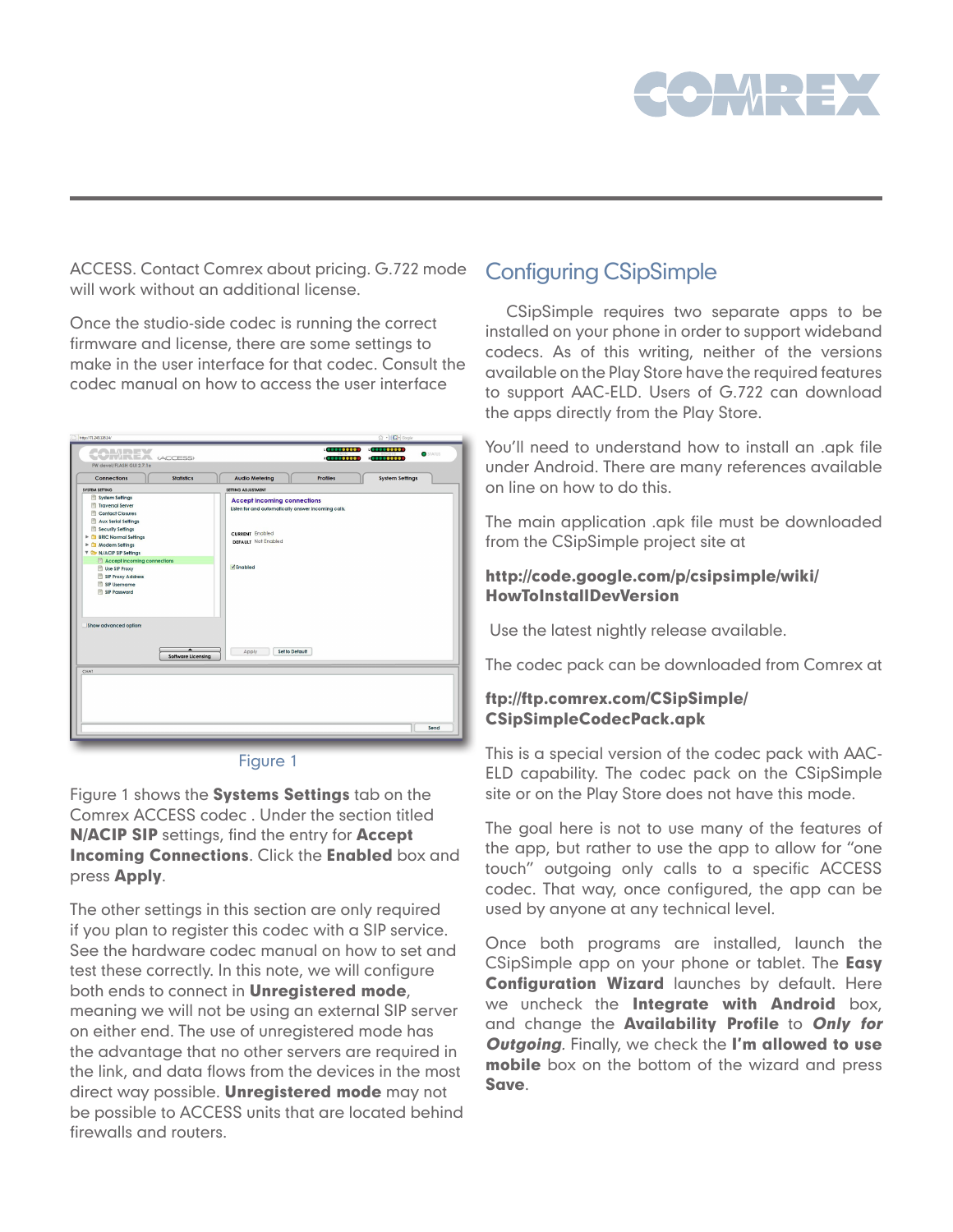ACCESS. Contact Comrex about pricing. G.722 mode will work without an additional license.

Once the studio-side codec is running the correct firmware and license, there are some settings to make in the user interface for that codec. Consult the codec manual on how to access the user interface

Figure 1

Figure 1 shows the **Systems Settings** tab on the Comrex ACCESS codec . Under the section titled **N/ACIP SIP** settings, find the entry for **Accept Incoming Connections**. Click the **Enabled** box and press **Apply**.

The other settings in this section are only required if you plan to register this codec with a SIP service. See the hardware codec manual on how to set and test these correctly. In this note, we will configure both ends to connect in **Unregistered mode**, meaning we will not be using an external SIP server on either end. The use of unregistered mode has the advantage that no other servers are required in the link, and data flows from the devices in the most direct way possible. **Unregistered mode** may not be possible to ACCESS units that are located behind firewalls and routers.

## Configuring CSipSimple

CSipSimple requires two separate apps to be installed on your phone in order to support wideband codecs. As of this writing, neither of the versions available on the Play Store have the required features to support AAC-ELD. Users of G.722 can download the apps directly from the Play Store.

You'll need to understand how to install an .apk file under Android. There are many references available on line on how to do this.

The main application .apk file must be downloaded from the CSipSimple project site at

**http://code.google.com/p/csipsimple/wiki/HowToInstallDevVersion**

Use the latest nightly release available.

The codec pack can be downloaded from Comrex at

**ftp://ftp.comrex.com/CSipSimple/CSipSimpleCodecPack.apk**

This is a special version of the codec pack with AAC-ELD capability. The codec pack on the CSipSimple site or on the Play Store does not have this mode.

The goal here is not to use many of the features of the app, but rather to use the app to allow for "one touch" outgoing only calls to a specific ACCESS codec. That way, once configured, the app can be used by anyone at any technical level.

Once both programs are installed, launch the CSipSimple app on your phone or tablet. The **Easy Configuration Wizard** launches by default. Here we uncheck the **Integrate with Android** box, and change the **Availability Profile** to ***Only for Outgoing***. Finally, we check the **I'm allowed to use mobile** box on the bottom of the wizard and press **Save**.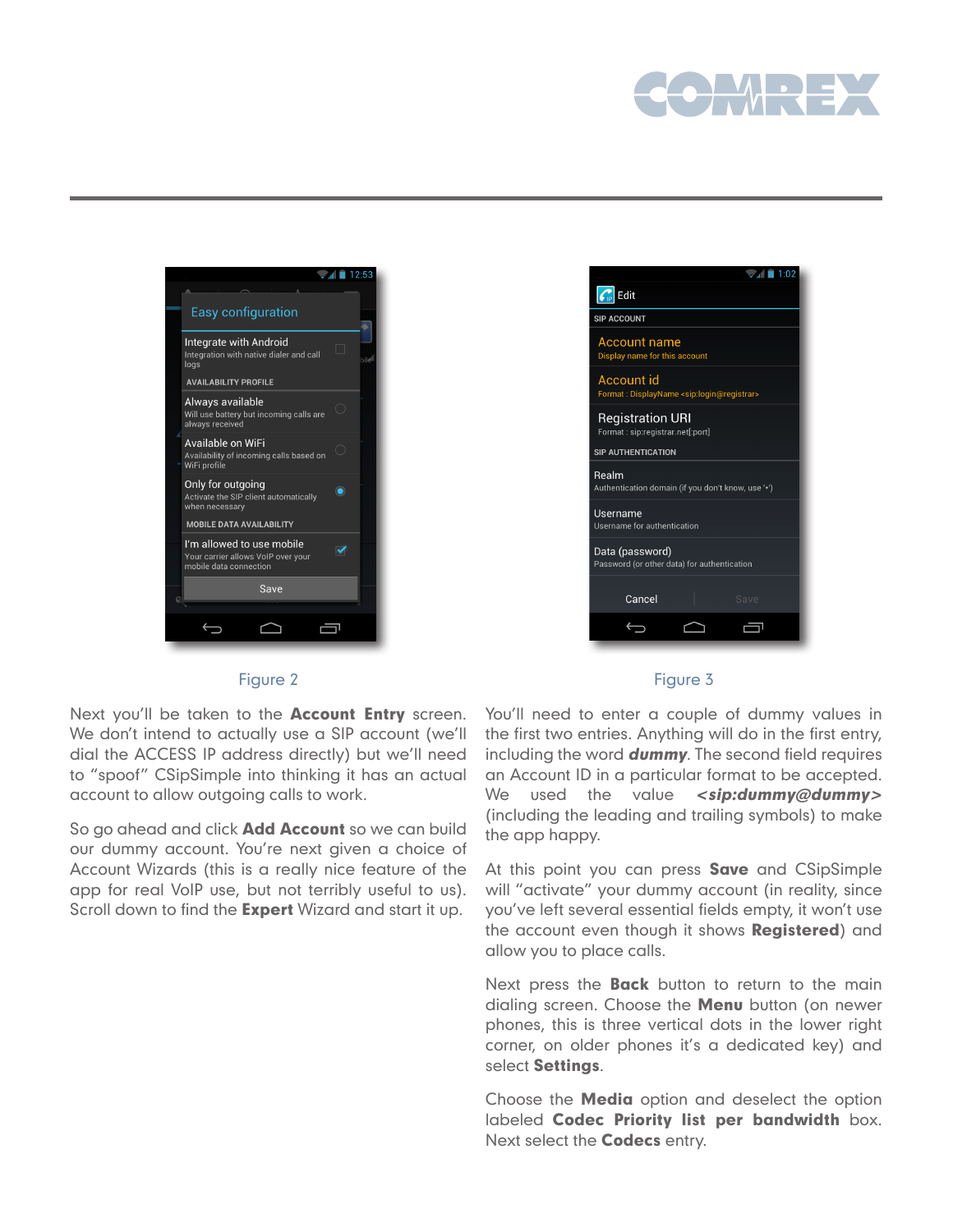Figure 2

Figure 3

Next you'll be taken to the **Account Entry** screen. We don't intend to actually use a SIP account (we'll dial the ACCESS IP address directly) but we'll need to "spoof" CSipSimple into thinking it has an actual account to allow outgoing calls to work.

So go ahead and click **Add Account** so we can build our dummy account. You're next given a choice of Account Wizards (this is a really nice feature of the app for real VoIP use, but not terribly useful to us). Scroll down to find the **Expert** Wizard and start it up.

You'll need to enter a couple of dummy values in the first two entries. Anything will do in the first entry, including the word ***dummy***. The second field requires an Account ID in a particular format to be accepted. We used the value ***<sip:dummy@dummy>*** (including the leading and trailing symbols) to make the app happy.

At this point you can press **Save** and CSipSimple will "activate" your dummy account (in reality, since you've left several essential fields empty, it won't use the account even though it shows **Registered**) and allow you to place calls.

Next press the **Back** button to return to the main dialing screen. Choose the **Menu** button (on newer phones, this is three vertical dots in the lower right corner, on older phones it's a dedicated key) and select **Settings**.

Choose the **Media** option and deselect the option labeled **Codec Priority list per bandwidth** box. Next select the **Codecs** entry.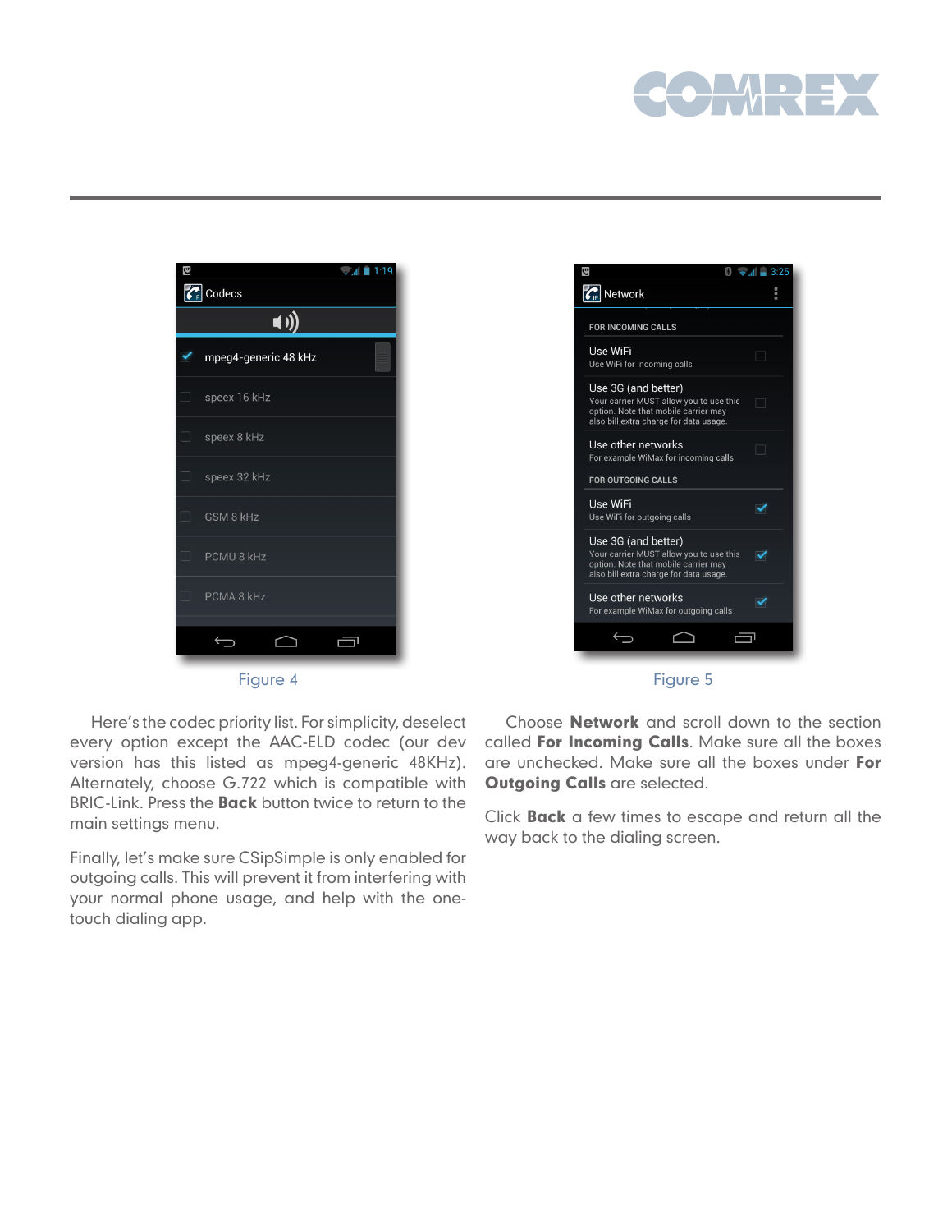Figure 4

Here's the codec priority list. For simplicity, deselect every option except the AAC-ELD codec (our dev version has this listed as mpeg4-generic 48KHz). Alternately, choose G.722 which is compatible with BRIC-Link. Press the **Back** button twice to return to the main settings menu.

Finally, let's make sure CSipSimple is only enabled for outgoing calls. This will prevent it from interfering with your normal phone usage, and help with the one-touch dialing app.

Figure 5

Choose **Network** and scroll down to the section called **For Incoming Calls**. Make sure all the boxes are unchecked. Make sure all the boxes under **For Outgoing Calls** are selected.

Click **Back** a few times to escape and return all the way back to the dialing screen.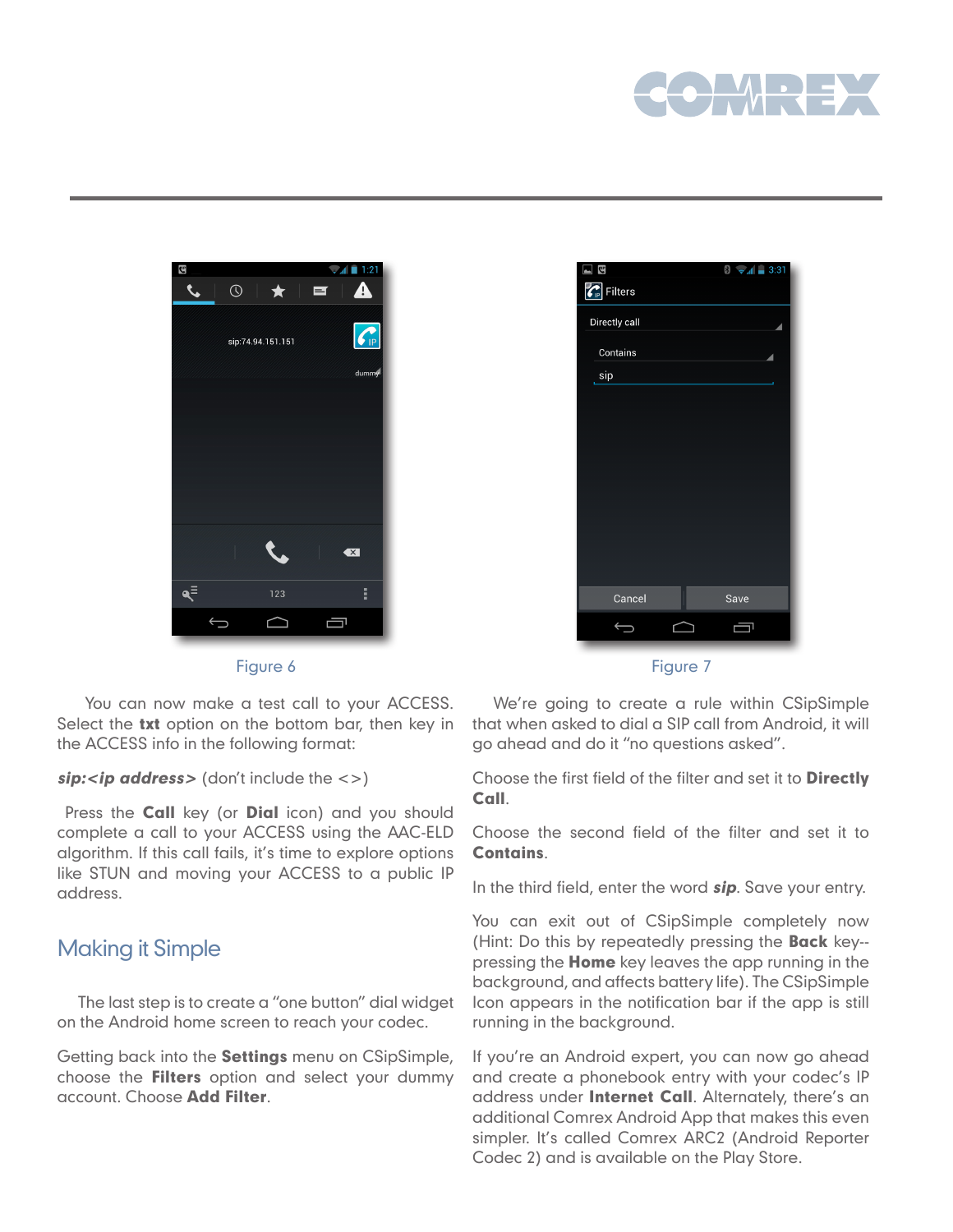Figure 6

You can now make a test call to your ACCESS. Select the **txt** option on the bottom bar, then key in the ACCESS info in the following format:

***sip:<ip address>*** (don't include the <>)

Press the **Call** key (or **Dial** icon) and you should complete a call to your ACCESS using the AAC-ELD algorithm. If this call fails, it's time to explore options like STUN and moving your ACCESS to a public IP address.

## Making it Simple

The last step is to create a "one button" dial widget on the Android home screen to reach your codec.

Getting back into the **Settings** menu on CSipSimple, choose the **Filters** option and select your dummy account. Choose **Add Filter**.

Figure 7

We're going to create a rule within CSipSimple that when asked to dial a SIP call from Android, it will go ahead and do it "no questions asked".

Choose the first field of the filter and set it to **Directly Call**.

Choose the second field of the filter and set it to **Contains**.

In the third field, enter the word ***sip***. Save your entry.

You can exit out of CSipSimple completely now (Hint: Do this by repeatedly pressing the **Back** key--pressing the **Home** key leaves the app running in the background, and affects battery life). The CSipSimple Icon appears in the notification bar if the app is still running in the background.

If you're an Android expert, you can now go ahead and create a phonebook entry with your codec's IP address under **Internet Call**. Alternately, there's an additional Comrex Android App that makes this even simpler. It's called Comrex ARC2 (Android Reporter Codec 2) and is available on the Play Store.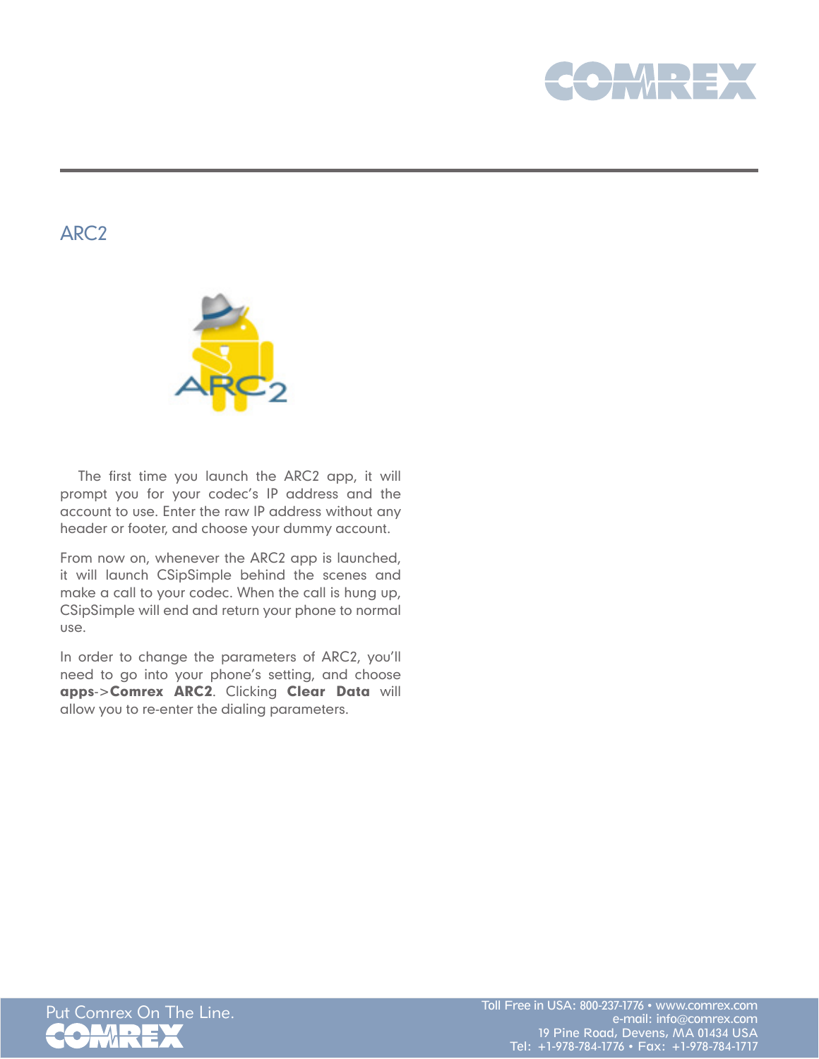## ARC2

The first time you launch the ARC2 app, it will prompt you for your codec's IP address and the account to use. Enter the raw IP address without any header or footer, and choose your dummy account.

From now on, whenever the ARC2 app is launched, it will launch CSipSimple behind the scenes and make a call to your codec. When the call is hung up, CSipSimple will end and return your phone to normal use.

In order to change the parameters of ARC2, you'll need to go into your phone's setting, and choose **apps**->**Comrex ARC2**. Clicking **Clear Data** will allow you to re-enter the dialing parameters.